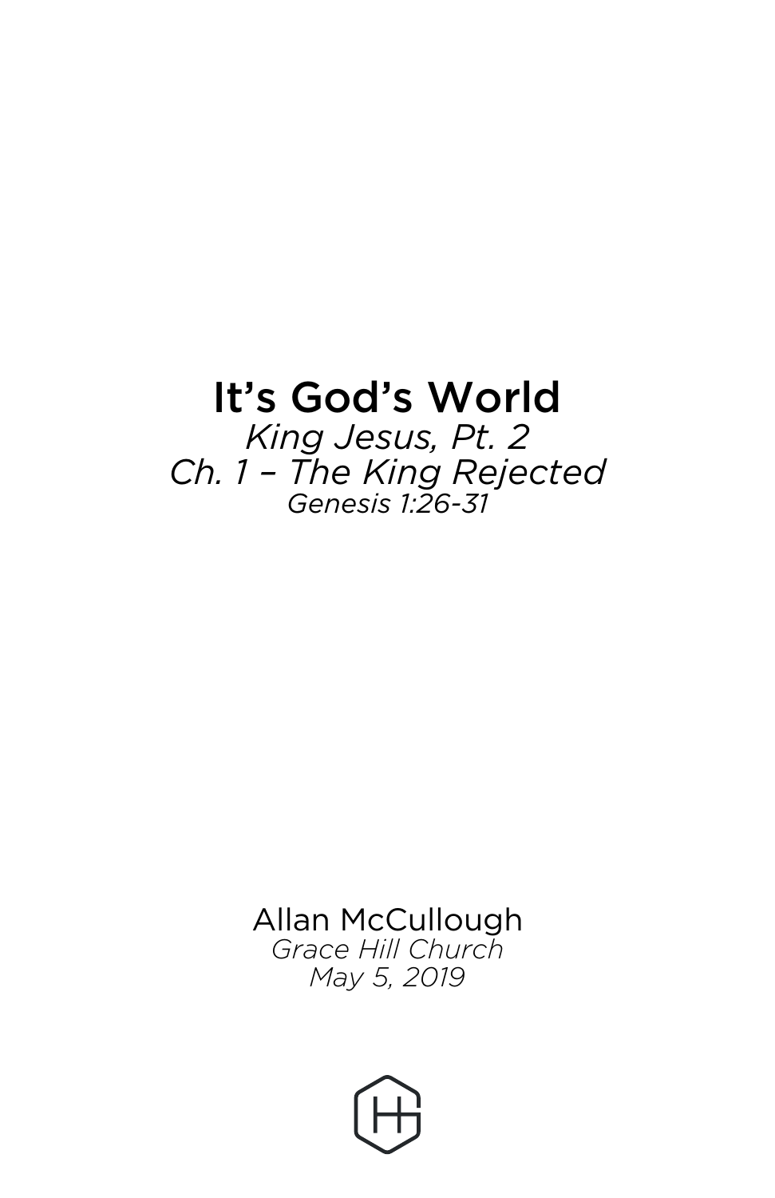# It's God's World

*King Jesus, Pt. 2*
*Ch. 1 – The King Rejected*
*Genesis 1:26-31*

Allan McCullough
*Grace Hill Church*
*May 5, 2019*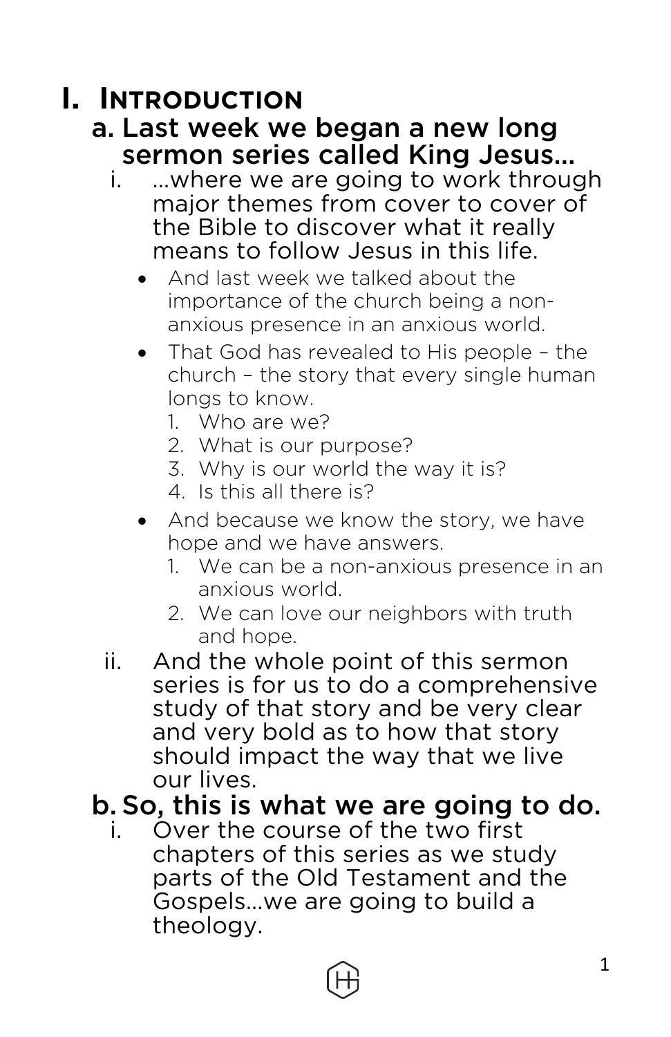# I. INTRODUCTION

## a. Last week we began a new long sermon series called King Jesus…

i. …where we are going to work through major themes from cover to cover of the Bible to discover what it really means to follow Jesus in this life.

- And last week we talked about the importance of the church being a non-anxious presence in an anxious world.
- That God has revealed to His people – the church – the story that every single human longs to know.
    1. Who are we?
    2. What is our purpose?
    3. Why is our world the way it is?
    4. Is this all there is?
- And because we know the story, we have hope and we have answers.
    1. We can be a non-anxious presence in an anxious world.
    2. We can love our neighbors with truth and hope.

ii. And the whole point of this sermon series is for us to do a comprehensive study of that story and be very clear and very bold as to how that story should impact the way that we live our lives.

## b. So, this is what we are going to do.

i. Over the course of the two first chapters of this series as we study parts of the Old Testament and the Gospels…we are going to build a theology.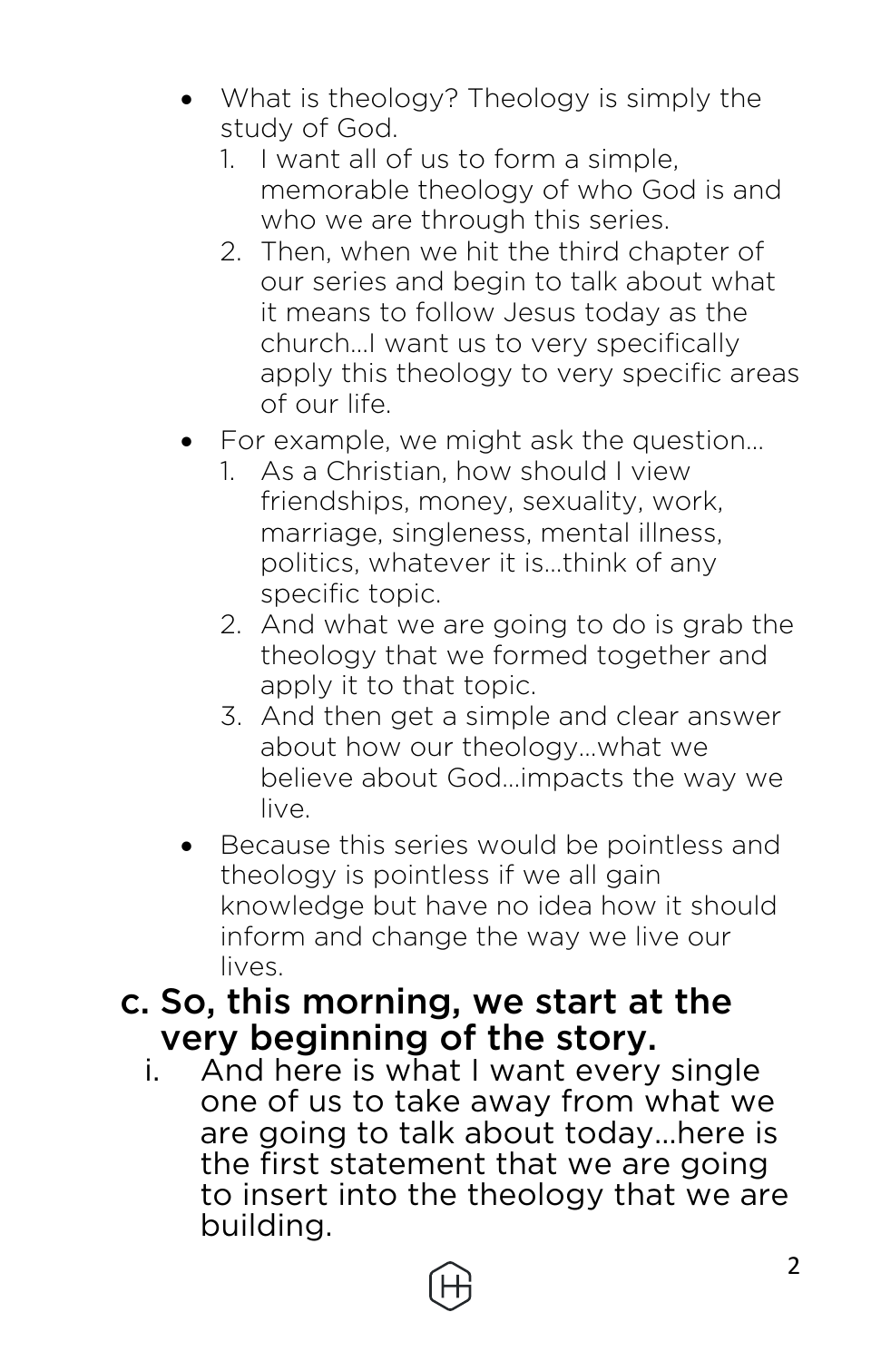- What is theology? Theology is simply the study of God.
    1. I want all of us to form a simple, memorable theology of who God is and who we are through this series.
    2. Then, when we hit the third chapter of our series and begin to talk about what it means to follow Jesus today as the church…I want us to very specifically apply this theology to very specific areas of our life.
- For example, we might ask the question…
    1. As a Christian, how should I view friendships, money, sexuality, work, marriage, singleness, mental illness, politics, whatever it is…think of any specific topic.
    2. And what we are going to do is grab the theology that we formed together and apply it to that topic.
    3. And then get a simple and clear answer about how our theology…what we believe about God…impacts the way we live.
- Because this series would be pointless and theology is pointless if we all gain knowledge but have no idea how it should inform and change the way we live our lives.

### c. So, this morning, we start at the very beginning of the story.

i. And here is what I want every single one of us to take away from what we are going to talk about today…here is the first statement that we are going to insert into the theology that we are building.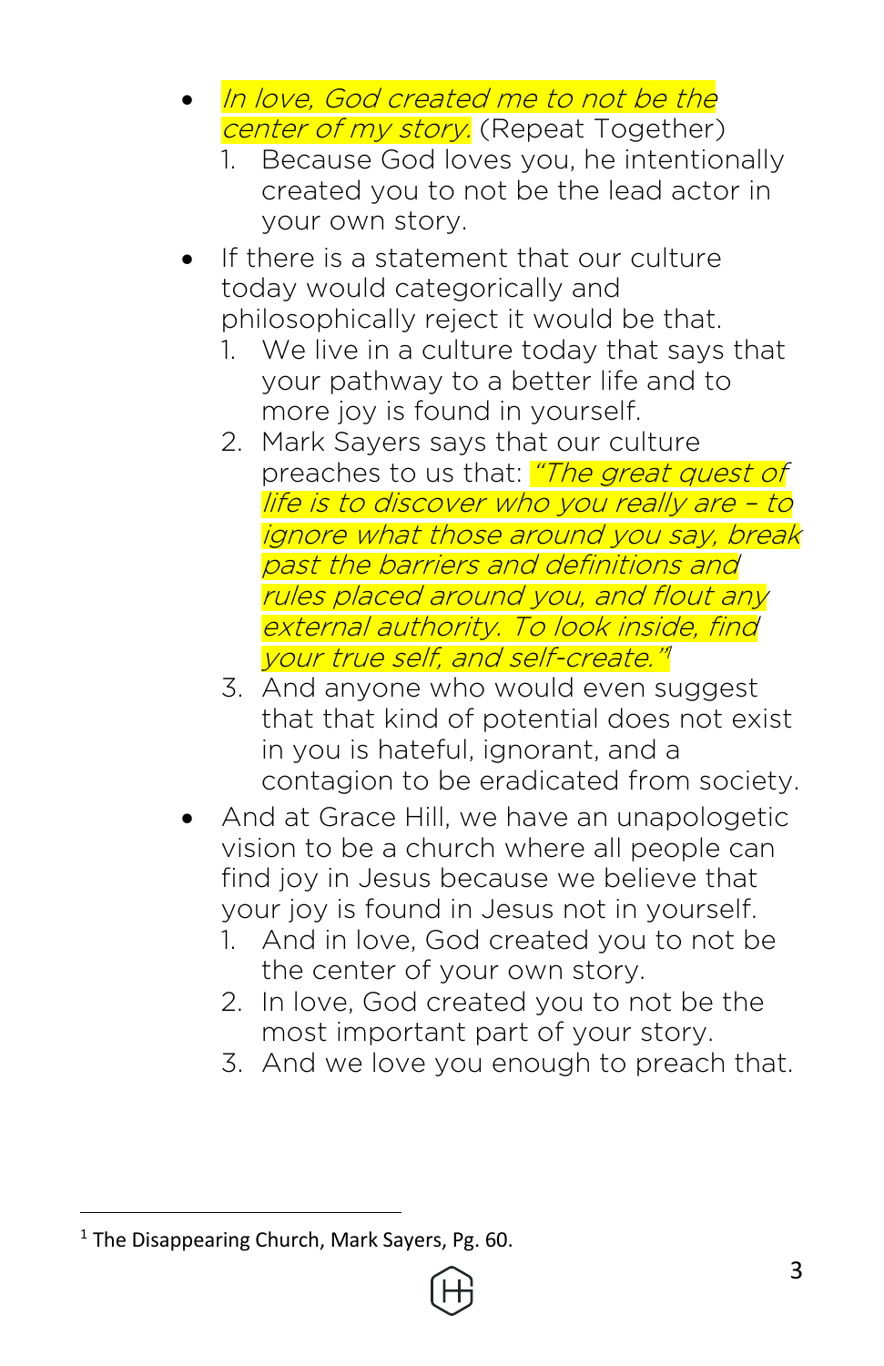- *In love, God created me to not be the center of my story.* (Repeat Together)
  1. Because God loves you, he intentionally created you to not be the lead actor in your own story.
- If there is a statement that our culture today would categorically and philosophically reject it would be that.
  1. We live in a culture today that says that your pathway to a better life and to more joy is found in yourself.
  2. Mark Sayers says that our culture preaches to us that: *"The great quest of life is to discover who you really are – to ignore what those around you say, break past the barriers and definitions and rules placed around you, and flout any external authority. To look inside, find your true self, and self-create."*[1]
  3. And anyone who would even suggest that that kind of potential does not exist in you is hateful, ignorant, and a contagion to be eradicated from society.
- And at Grace Hill, we have an unapologetic vision to be a church where all people can find joy in Jesus because we believe that your joy is found in Jesus not in yourself.
  1. And in love, God created you to not be the center of your own story.
  2. In love, God created you to not be the most important part of your story.
  3. And we love you enough to preach that.

---

[1] The Disappearing Church, Mark Sayers, Pg. 60.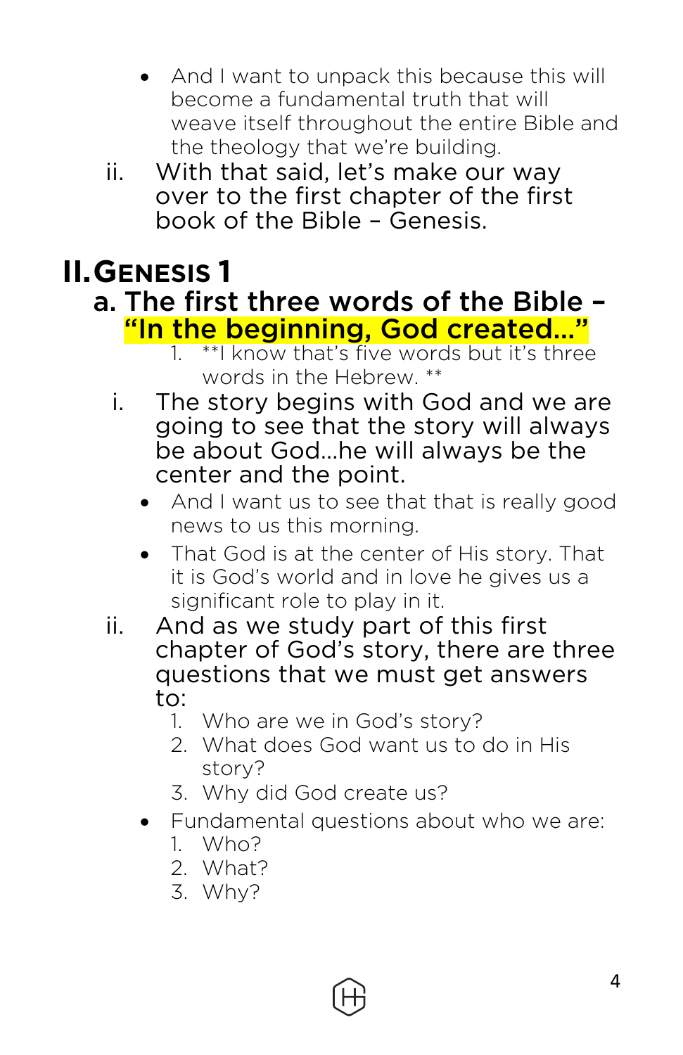- And I want to unpack this because this will become a fundamental truth that will weave itself throughout the entire Bible and the theology that we're building.

ii. With that said, let's make our way over to the first chapter of the first book of the Bible – Genesis.

# II. Genesis 1

## a. The first three words of the Bible – "In the beginning, God created…"

1. **I know that's five words but it's three words in the Hebrew. **

i. The story begins with God and we are going to see that the story will always be about God…he will always be the center and the point.

- And I want us to see that that is really good news to us this morning.
- That God is at the center of His story. That it is God's world and in love he gives us a significant role to play in it.

ii. And as we study part of this first chapter of God's story, there are three questions that we must get answers to:

1. Who are we in God's story?
2. What does God want us to do in His story?
3. Why did God create us?

- Fundamental questions about who we are:
  1. Who?
  2. What?
  3. Why?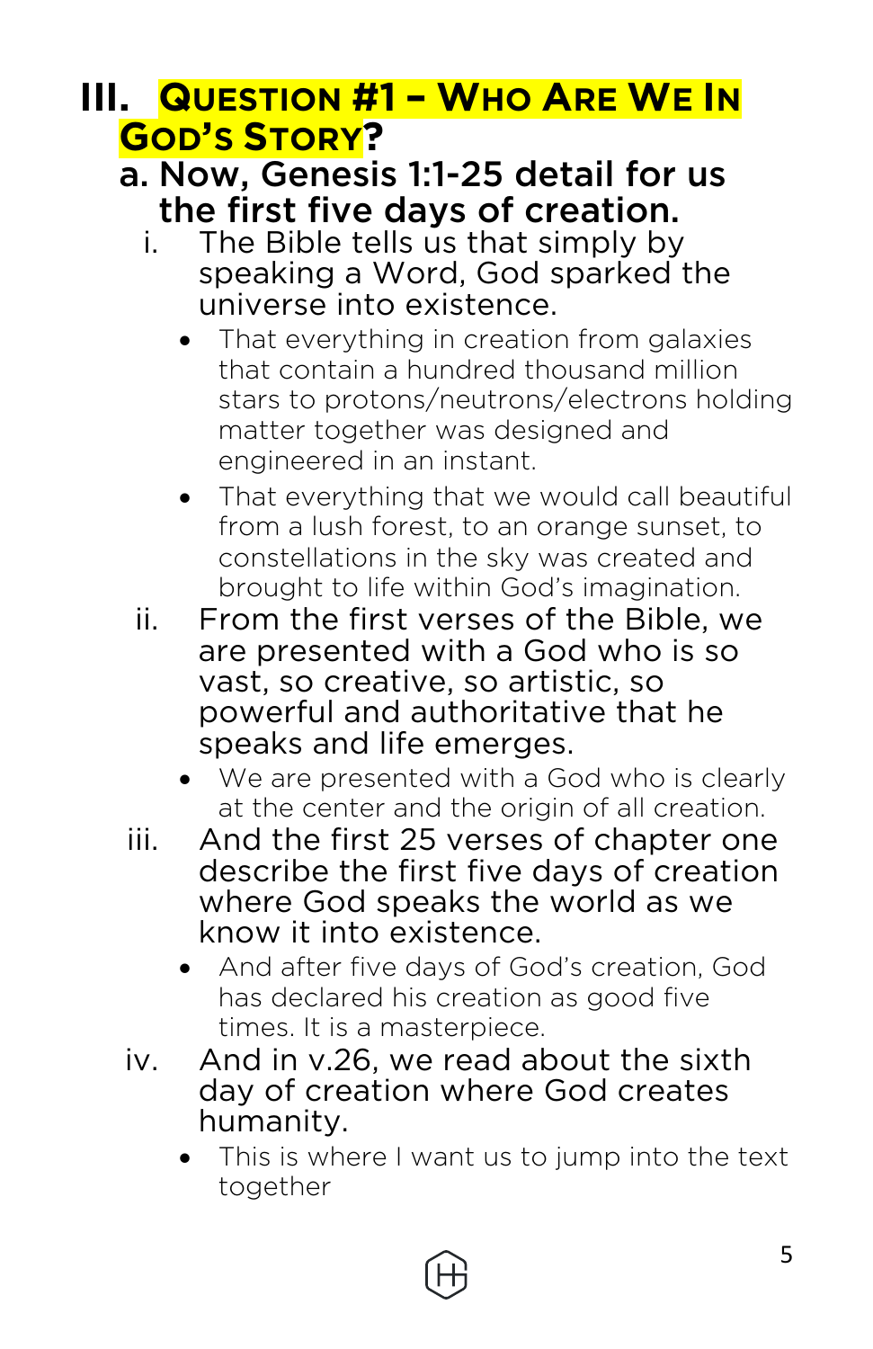## III. QUESTION #1 – WHO ARE WE IN GOD'S STORY?

### a. Now, Genesis 1:1-25 detail for us the first five days of creation.

i. The Bible tells us that simply by speaking a Word, God sparked the universe into existence.

- That everything in creation from galaxies that contain a hundred thousand million stars to protons/neutrons/electrons holding matter together was designed and engineered in an instant.
- That everything that we would call beautiful from a lush forest, to an orange sunset, to constellations in the sky was created and brought to life within God's imagination.

ii. From the first verses of the Bible, we are presented with a God who is so vast, so creative, so artistic, so powerful and authoritative that he speaks and life emerges.

- We are presented with a God who is clearly at the center and the origin of all creation.

iii. And the first 25 verses of chapter one describe the first five days of creation where God speaks the world as we know it into existence.

- And after five days of God's creation, God has declared his creation as good five times. It is a masterpiece.

iv. And in v.26, we read about the sixth day of creation where God creates humanity.

- This is where I want us to jump into the text together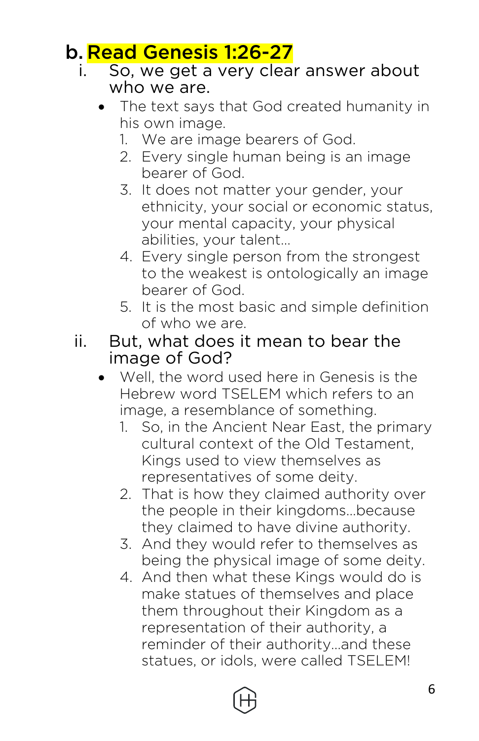b. Read Genesis 1:26-27

i. So, we get a very clear answer about who we are.

- The text says that God created humanity in his own image.
  1. We are image bearers of God.
  2. Every single human being is an image bearer of God.
  3. It does not matter your gender, your ethnicity, your social or economic status, your mental capacity, your physical abilities, your talent…
  4. Every single person from the strongest to the weakest is ontologically an image bearer of God.
  5. It is the most basic and simple definition of who we are.

ii. But, what does it mean to bear the image of God?

- Well, the word used here in Genesis is the Hebrew word TSELEM which refers to an image, a resemblance of something.
  1. So, in the Ancient Near East, the primary cultural context of the Old Testament, Kings used to view themselves as representatives of some deity.
  2. That is how they claimed authority over the people in their kingdoms…because they claimed to have divine authority.
  3. And they would refer to themselves as being the physical image of some deity.
  4. And then what these Kings would do is make statues of themselves and place them throughout their Kingdom as a representation of their authority, a reminder of their authority…and these statues, or idols, were called TSELEM!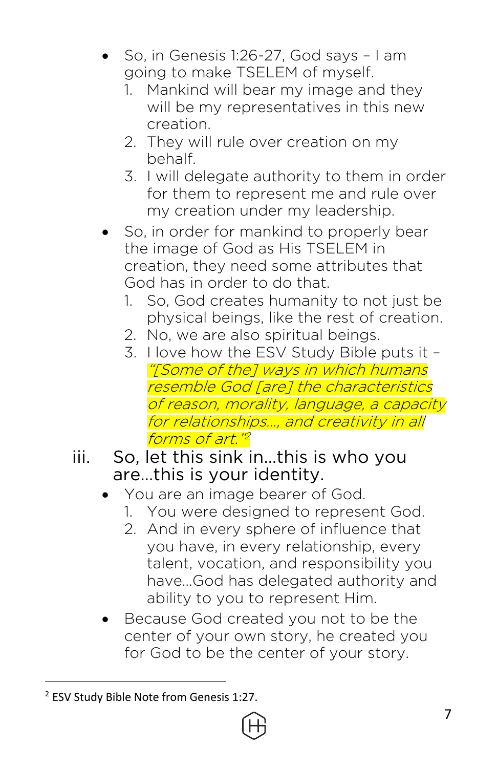- So, in Genesis 1:26-27, God says – I am going to make TSELEM of myself.
  1. Mankind will bear my image and they will be my representatives in this new creation.
  2. They will rule over creation on my behalf.
  3. I will delegate authority to them in order for them to represent me and rule over my creation under my leadership.
- So, in order for mankind to properly bear the image of God as His TSELEM in creation, they need some attributes that God has in order to do that.
  1. So, God creates humanity to not just be physical beings, like the rest of creation.
  2. No, we are also spiritual beings.
  3. I love how the ESV Study Bible puts it – *"[Some of the] ways in which humans resemble God [are] the characteristics of reason, morality, language, a capacity for relationships…, and creativity in all forms of art."*[2]

iii. So, let this sink in…this is who you are…this is your identity.

- You are an image bearer of God.
  1. You were designed to represent God.
  2. And in every sphere of influence that you have, in every relationship, every talent, vocation, and responsibility you have…God has delegated authority and ability to you to represent Him.
- Because God created you not to be the center of your own story, he created you for God to be the center of your story.

---

[2] ESV Study Bible Note from Genesis 1:27.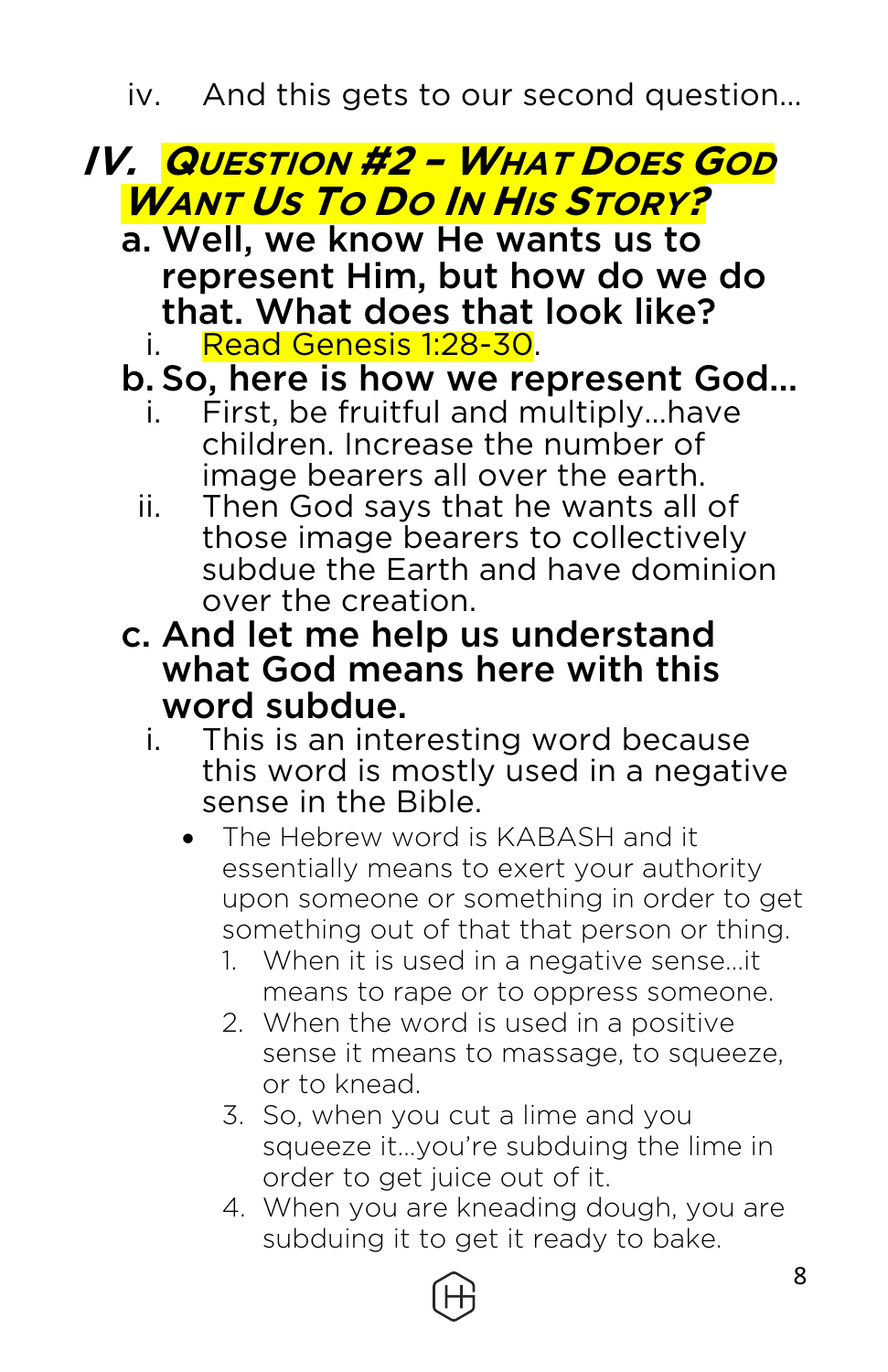iv. And this gets to our second question…

## IV. *Question #2 – What Does God Want Us To Do In His Story?*

**a. Well, we know He wants us to represent Him, but how do we do that. What does that look like?**

i. Read Genesis 1:28-30.

**b. So, here is how we represent God…**

i. First, be fruitful and multiply…have children. Increase the number of image bearers all over the earth.

ii. Then God says that he wants all of those image bearers to collectively subdue the Earth and have dominion over the creation.

**c. And let me help us understand what God means here with this word subdue.**

i. This is an interesting word because this word is mostly used in a negative sense in the Bible.

- The Hebrew word is KABASH and it essentially means to exert your authority upon someone or something in order to get something out of that that person or thing.
  1. When it is used in a negative sense…it means to rape or to oppress someone.
  2. When the word is used in a positive sense it means to massage, to squeeze, or to knead.
  3. So, when you cut a lime and you squeeze it…you're subduing the lime in order to get juice out of it.
  4. When you are kneading dough, you are subduing it to get it ready to bake.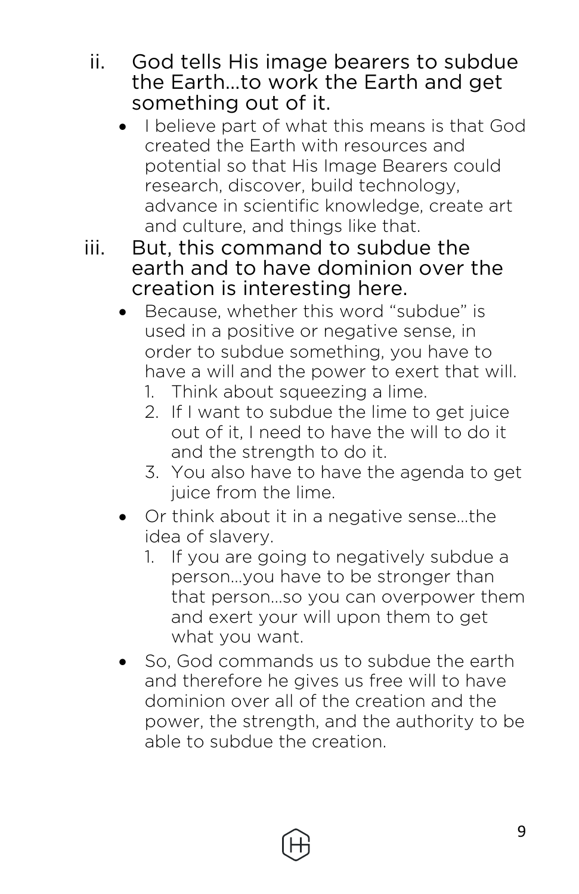ii. God tells His image bearers to subdue the Earth…to work the Earth and get something out of it.
   - I believe part of what this means is that God created the Earth with resources and potential so that His Image Bearers could research, discover, build technology, advance in scientific knowledge, create art and culture, and things like that.

iii. But, this command to subdue the earth and to have dominion over the creation is interesting here.
   - Because, whether this word "subdue" is used in a positive or negative sense, in order to subdue something, you have to have a will and the power to exert that will.
     1. Think about squeezing a lime.
     2. If I want to subdue the lime to get juice out of it, I need to have the will to do it and the strength to do it.
     3. You also have to have the agenda to get juice from the lime.
   - Or think about it in a negative sense…the idea of slavery.
     1. If you are going to negatively subdue a person…you have to be stronger than that person…so you can overpower them and exert your will upon them to get what you want.
   - So, God commands us to subdue the earth and therefore he gives us free will to have dominion over all of the creation and the power, the strength, and the authority to be able to subdue the creation.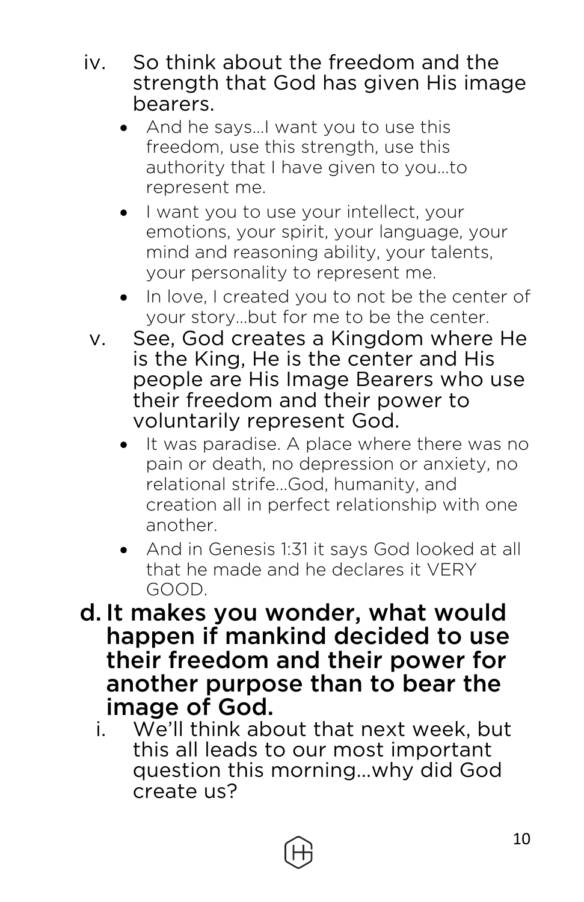iv. So think about the freedom and the strength that God has given His image bearers.
    - And he says…I want you to use this freedom, use this strength, use this authority that I have given to you…to represent me.
    - I want you to use your intellect, your emotions, your spirit, your language, your mind and reasoning ability, your talents, your personality to represent me.
    - In love, I created you to not be the center of your story…but for me to be the center.

v. See, God creates a Kingdom where He is the King, He is the center and His people are His Image Bearers who use their freedom and their power to voluntarily represent God.
    - It was paradise. A place where there was no pain or death, no depression or anxiety, no relational strife…God, humanity, and creation all in perfect relationship with one another.
    - And in Genesis 1:31 it says God looked at all that he made and he declares it VERY GOOD.

**d. It makes you wonder, what would happen if mankind decided to use their freedom and their power for another purpose than to bear the image of God.**

i. We'll think about that next week, but this all leads to our most important question this morning…why did God create us?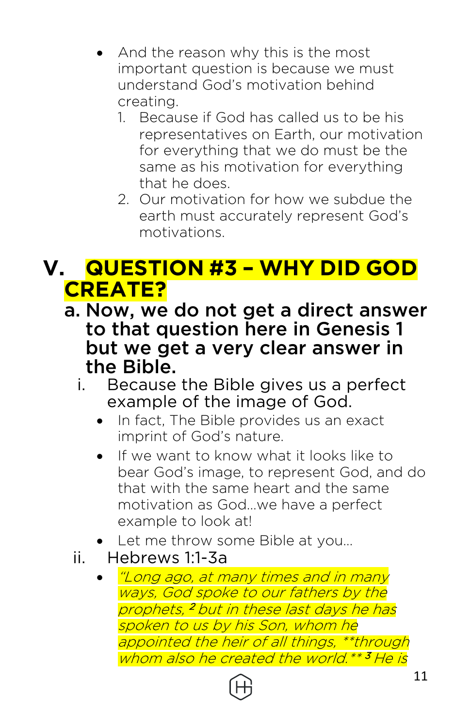- And the reason why this is the most important question is because we must understand God's motivation behind creating.
    1. Because if God has called us to be his representatives on Earth, our motivation for everything that we do must be the same as his motivation for everything that he does.
    2. Our motivation for how we subdue the earth must accurately represent God's motivations.

# V. QUESTION #3 – WHY DID GOD CREATE?

## a. Now, we do not get a direct answer to that question here in Genesis 1 but we get a very clear answer in the Bible.

i. Because the Bible gives us a perfect example of the image of God.

- In fact, The Bible provides us an exact imprint of God's nature.
- If we want to know what it looks like to bear God's image, to represent God, and do that with the same heart and the same motivation as God…we have a perfect example to look at!
- Let me throw some Bible at you…

ii. Hebrews 1:1-3a

- *"Long ago, at many times and in many ways, God spoke to our fathers by the prophets, [2] but in these last days he has spoken to us by his Son, whom he appointed the heir of all things, **through whom also he created the world.** [3] He is*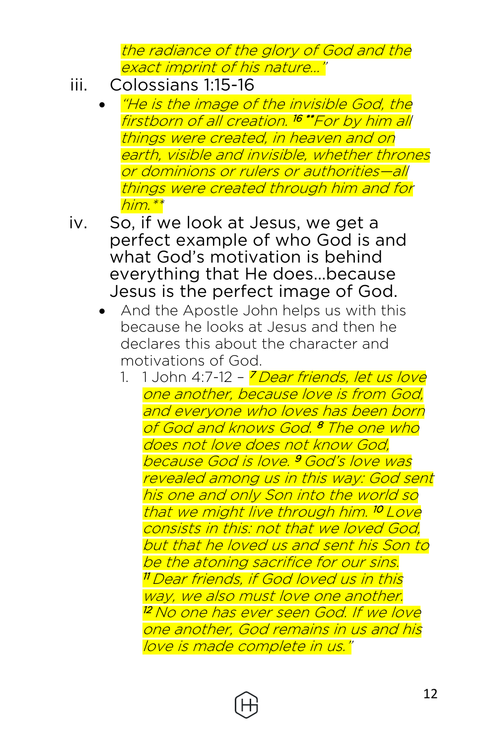*the radiance of the glory of God and the exact imprint of his nature…"*

iii. Colossians 1:15-16

- *"He is the image of the invisible God, the firstborn of all creation.* [16] ***For by him all things were created, in heaven and on earth, visible and invisible, whether thrones or dominions or rulers or authorities—all things were created through him and for him.***

iv. So, if we look at Jesus, we get a perfect example of who God is and what God's motivation is behind everything that He does…because Jesus is the perfect image of God.

- And the Apostle John helps us with this because he looks at Jesus and then he declares this about the character and motivations of God.
    1. 1 John 4:7-12 – [7] *Dear friends, let us love one another, because love is from God, and everyone who loves has been born of God and knows God.* [8] *The one who does not love does not know God, because God is love.* [9] *God's love was revealed among us in this way: God sent his one and only Son into the world so that we might live through him.* [10] *Love consists in this: not that we loved God, but that he loved us and sent his Son to be the atoning sacrifice for our sins.* [11] *Dear friends, if God loved us in this way, we also must love one another.* [12] *No one has ever seen God. If we love one another, God remains in us and his love is made complete in us."*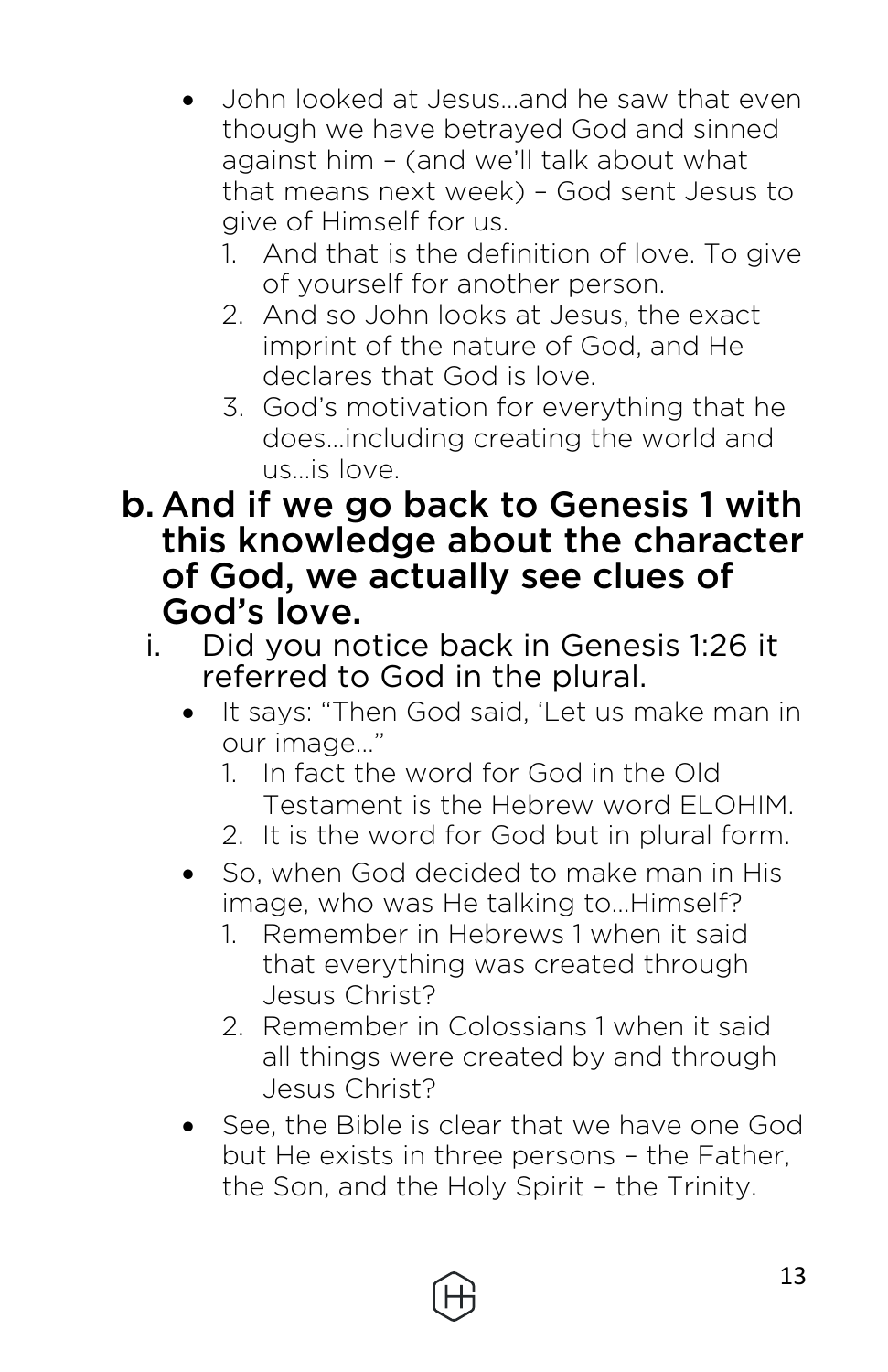- John looked at Jesus…and he saw that even though we have betrayed God and sinned against him – (and we'll talk about what that means next week) – God sent Jesus to give of Himself for us.
    1. And that is the definition of love. To give of yourself for another person.
    2. And so John looks at Jesus, the exact imprint of the nature of God, and He declares that God is love.
    3. God's motivation for everything that he does…including creating the world and us…is love.

**b. And if we go back to Genesis 1 with this knowledge about the character of God, we actually see clues of God's love.**

i. Did you notice back in Genesis 1:26 it referred to God in the plural.

- It says: "Then God said, 'Let us make man in our image…"
    1. In fact the word for God in the Old Testament is the Hebrew word ELOHIM.
    2. It is the word for God but in plural form.
- So, when God decided to make man in His image, who was He talking to…Himself?
    1. Remember in Hebrews 1 when it said that everything was created through Jesus Christ?
    2. Remember in Colossians 1 when it said all things were created by and through Jesus Christ?
- See, the Bible is clear that we have one God but He exists in three persons – the Father, the Son, and the Holy Spirit – the Trinity.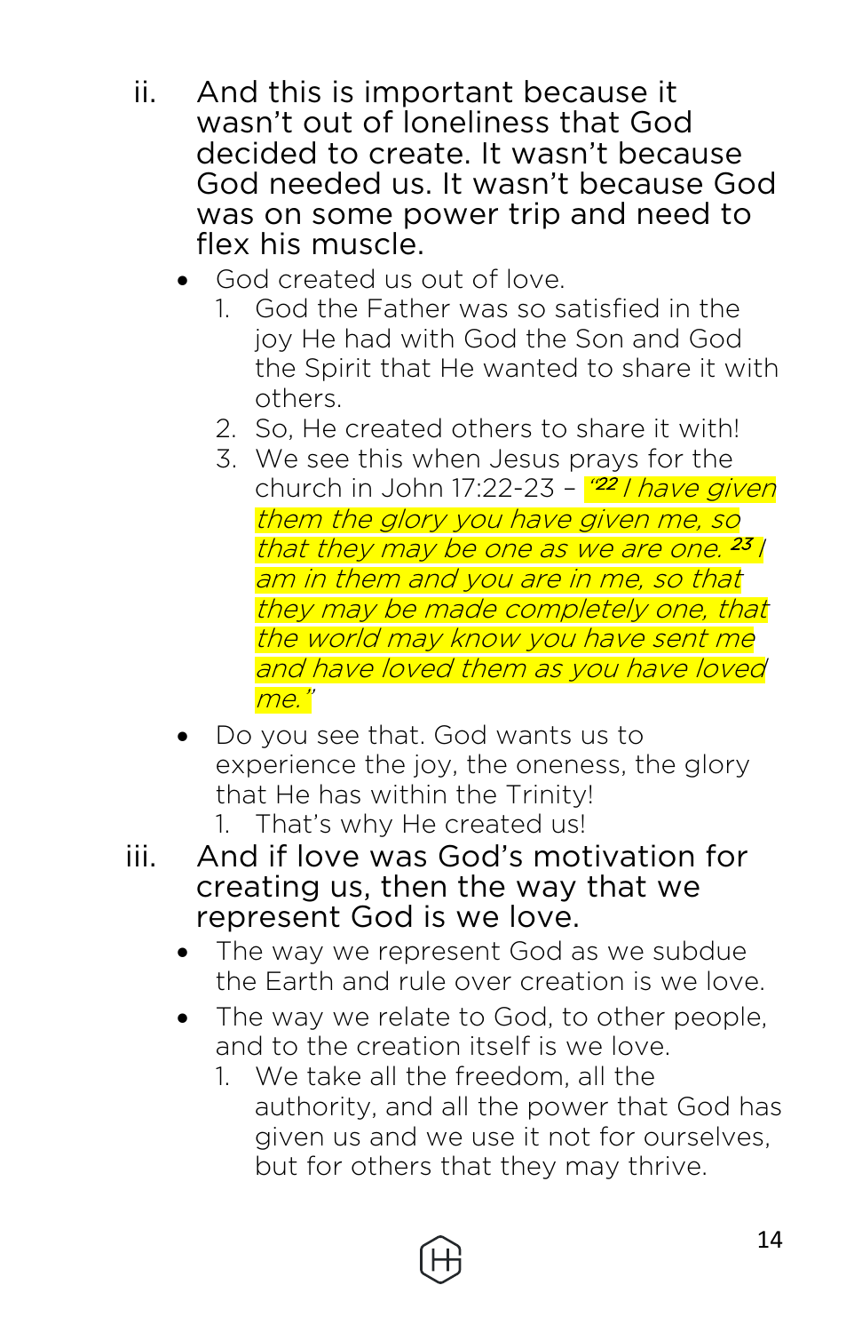ii. And this is important because it wasn't out of loneliness that God decided to create. It wasn't because God needed us. It wasn't because God was on some power trip and need to flex his muscle.

- God created us out of love.
  1. God the Father was so satisfied in the joy He had with God the Son and God the Spirit that He wanted to share it with others.
  2. So, He created others to share it with!
  3. We see this when Jesus prays for the church in John 17:22-23 – *"22 I have given them the glory you have given me, so that they may be one as we are one. 23 I am in them and you are in me, so that they may be made completely one, that the world may know you have sent me and have loved them as you have loved me."*
- Do you see that. God wants us to experience the joy, the oneness, the glory that He has within the Trinity!
  1. That's why He created us!

iii. And if love was God's motivation for creating us, then the way that we represent God is we love.

- The way we represent God as we subdue the Earth and rule over creation is we love.
- The way we relate to God, to other people, and to the creation itself is we love.
  1. We take all the freedom, all the authority, and all the power that God has given us and we use it not for ourselves, but for others that they may thrive.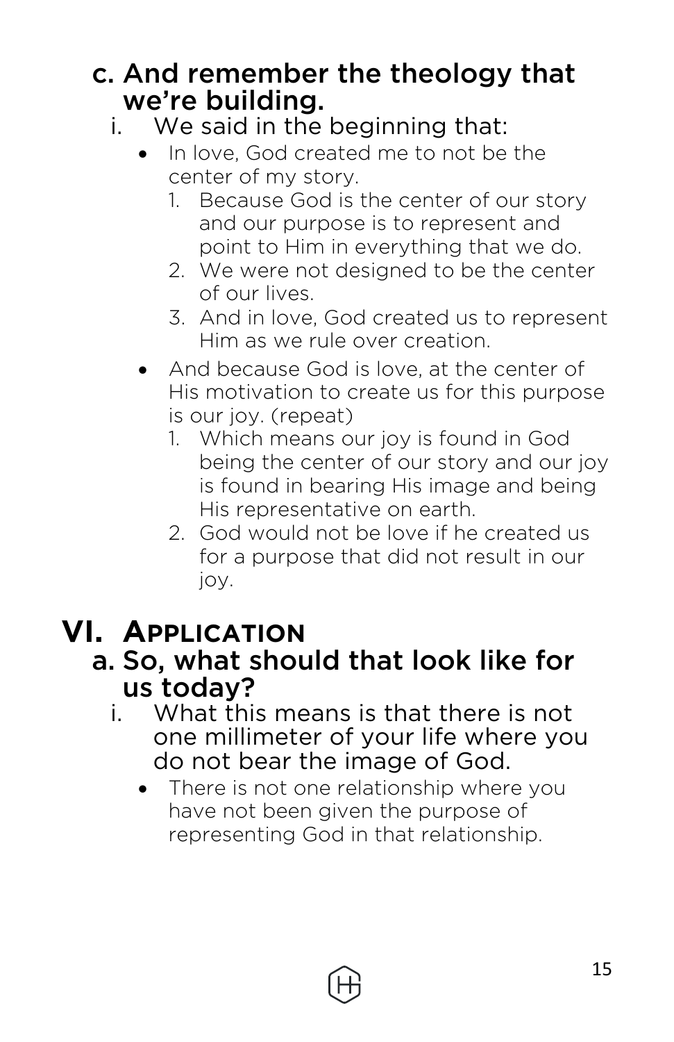c. And remember the theology that we're building.

   i. We said in the beginning that:

      - In love, God created me to not be the center of my story.
        1. Because God is the center of our story and our purpose is to represent and point to Him in everything that we do.
        2. We were not designed to be the center of our lives.
        3. And in love, God created us to represent Him as we rule over creation.
      - And because God is love, at the center of His motivation to create us for this purpose is our joy. (repeat)
        1. Which means our joy is found in God being the center of our story and our joy is found in bearing His image and being His representative on earth.
        2. God would not be love if he created us for a purpose that did not result in our joy.

# VI. Application

## a. So, what should that look like for us today?

   i. What this means is that there is not one millimeter of your life where you do not bear the image of God.

      - There is not one relationship where you have not been given the purpose of representing God in that relationship.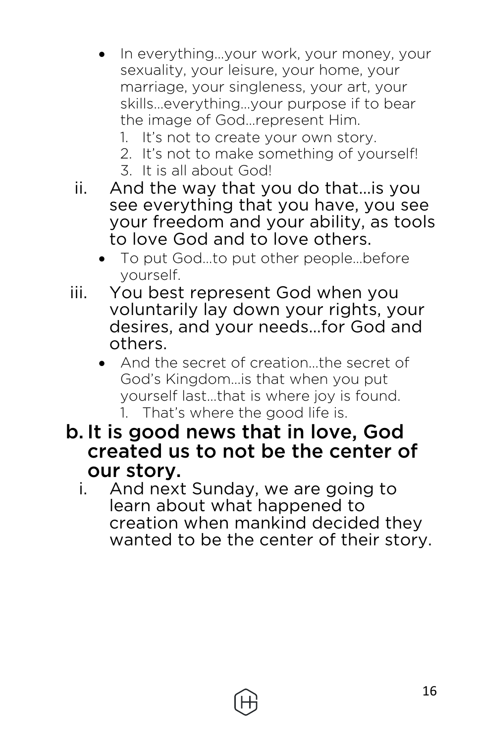- In everything…your work, your money, your sexuality, your leisure, your home, your marriage, your singleness, your art, your skills…everything…your purpose if to bear the image of God…represent Him.
    1. It's not to create your own story.
    2. It's not to make something of yourself!
    3. It is all about God!

ii. And the way that you do that…is you see everything that you have, you see your freedom and your ability, as tools to love God and to love others.

- To put God…to put other people…before yourself.

iii. You best represent God when you voluntarily lay down your rights, your desires, and your needs…for God and others.

- And the secret of creation…the secret of God's Kingdom…is that when you put yourself last…that is where joy is found.
    1. That's where the good life is.

### b. It is good news that in love, God created us to not be the center of our story.

i. And next Sunday, we are going to learn about what happened to creation when mankind decided they wanted to be the center of their story.